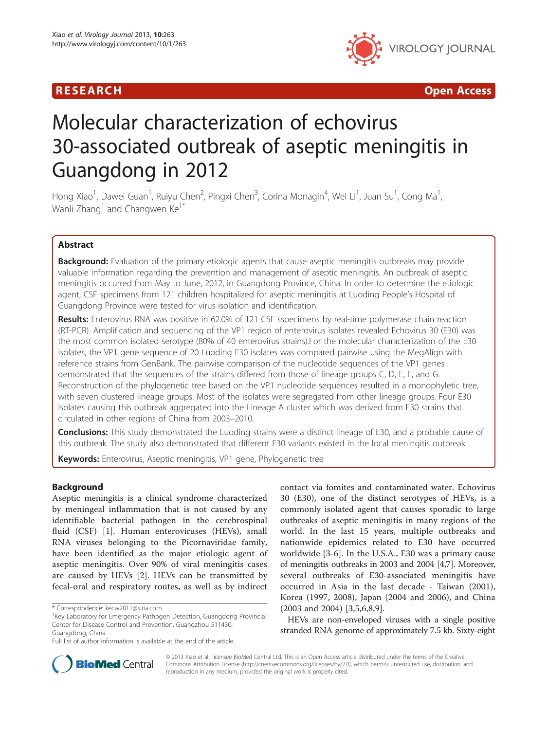RESEARCH Open Access

# Molecular characterization of echovirus 30-associated outbreak of aseptic meningitis in Guangdong in 2012

Hong Xiao[1], Dawei Guan[1], Ruiyu Chen[2], Pingxi Chen[3], Corina Monagin[4], Wei Li[1], Juan Su[1], Cong Ma[1], Wanli Zhang[1] and Changwen Ke[1*]

## Abstract

**Background:** Evaluation of the primary etiologic agents that cause aseptic meningitis outbreaks may provide valuable information regarding the prevention and management of aseptic meningitis. An outbreak of aseptic meningitis occurred from May to June, 2012, in Guangdong Province, China. In order to determine the etiologic agent, CSF specimens from 121 children hospitalized for aseptic meningitis at Luoding People's Hospital of Guangdong Province were tested for virus isolation and identification.

**Results:** Enterovirus RNA was positive in 62.0% of 121 CSF sspecimens by real-time polymerase chain reaction (RT-PCR). Amplification and sequencing of the VP1 region of enterovirus isolates revealed Echovirus 30 (E30) was the most common isolated serotype (80% of 40 enterovirus strains).For the molecular characterization of the E30 isolates, the VP1 gene sequence of 20 Luoding E30 isolates was compared pairwise using the MegAlign with reference strains from GenBank. The pairwise comparison of the nucleotide sequences of the VP1 genes demonstrated that the sequences of the strains differed from those of lineage groups C, D, E, F, and G. Reconstruction of the phylogenetic tree based on the VP1 nucleotide sequences resulted in a monophyletic tree, with seven clustered lineage groups. Most of the isolates were segregated from other lineage groups. Four E30 isolates causing this outbreak aggregated into the Lineage A cluster which was derived from E30 strains that circulated in other regions of China from 2003–2010.

**Conclusions:** This study demonstrated the Luoding strains were a distinct lineage of E30, and a probable cause of this outbreak. The study also demonstrated that different E30 variants existed in the local meningitis outbreak.

**Keywords:** Enterovirus, Aseptic meningitis, VP1 gene, Phylogenetic tree

## Background

Aseptic meningitis is a clinical syndrome characterized by meningeal inflammation that is not caused by any identifiable bacterial pathogen in the cerebrospinal fluid (CSF) [1]. Human enteroviruses (HEVs), small RNA viruses belonging to the Picornaviridae family, have been identified as the major etiologic agent of aseptic meningitis. Over 90% of viral meningitis cases are caused by HEVs [2]. HEVs can be transmitted by fecal-oral and respiratory routes, as well as by indirect contact via fomites and contaminated water. Echovirus 30 (E30), one of the distinct serotypes of HEVs, is a commonly isolated agent that causes sporadic to large outbreaks of aseptic meningitis in many regions of the world. In the last 15 years, multiple outbreaks and nationwide epidemics related to E30 have occurred worldwide [3-6]. In the U.S.A., E30 was a primary cause of meningitis outbreaks in 2003 and 2004 [4,7]. Moreover, several outbreaks of E30-associated meningitis have occurred in Asia in the last decade - Taiwan (2001), Korea (1997, 2008), Japan (2004 and 2006), and China (2003 and 2004) [3,5,6,8,9].

HEVs are non-enveloped viruses with a single positive stranded RNA genome of approximately 7.5 kb. Sixty-eight

\* Correspondence: kecw2011@sina.com
[1]Key Laboratory for Emergency Pathogen Detection, Guangdong Provincial Center for Disease Control and Prevention, Guangzhou 511430, Guangdong, China
Full list of author information is available at the end of the article

© 2013 Xiao et al.; licensee BioMed Central Ltd. This is an Open Access article distributed under the terms of the Creative Commons Attribution License (http://creativecommons.org/licenses/by/2.0), which permits unrestricted use, distribution, and reproduction in any medium, provided the original work is properly cited.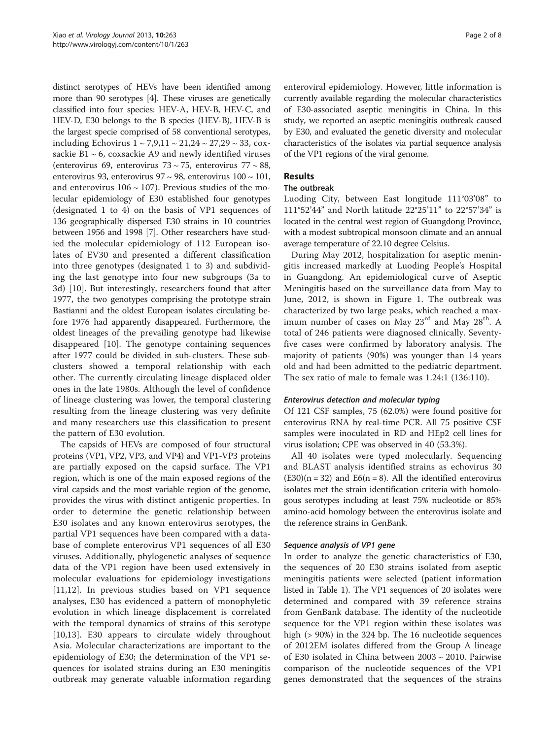distinct serotypes of HEVs have been identified among more than 90 serotypes [4]. These viruses are genetically classified into four species: HEV-A, HEV-B, HEV-C, and HEV-D, E30 belongs to the B species (HEV-B), HEV-B is the largest specie comprised of 58 conventional serotypes, including Echovirus 1 ~ 7,9,11 ~ 21,24 ~ 27,29 ~ 33, coxsackie B1 ~ 6, coxsackie A9 and newly identified viruses (enterovirus 69, enterovirus 73 ~ 75, enterovirus 77 ~ 88, enterovirus 93, enterovirus 97 ~ 98, enterovirus 100 ~ 101, and enterovirus 106 ~ 107). Previous studies of the molecular epidemiology of E30 established four genotypes (designated 1 to 4) on the basis of VP1 sequences of 136 geographically dispersed E30 strains in 10 countries between 1956 and 1998 [7]. Other researchers have studied the molecular epidemiology of 112 European isolates of EV30 and presented a different classification into three genotypes (designated 1 to 3) and subdividing the last genotype into four new subgroups (3a to 3d) [10]. But interestingly, researchers found that after 1977, the two genotypes comprising the prototype strain Bastianni and the oldest European isolates circulating before 1976 had apparently disappeared. Furthermore, the oldest lineages of the prevailing genotype had likewise disappeared [10]. The genotype containing sequences after 1977 could be divided in sub-clusters. These sub-clusters showed a temporal relationship with each other. The currently circulating lineage displaced older ones in the late 1980s. Although the level of confidence of lineage clustering was lower, the temporal clustering resulting from the lineage clustering was very definite and many researchers use this classification to present the pattern of E30 evolution.

The capsids of HEVs are composed of four structural proteins (VP1, VP2, VP3, and VP4) and VP1-VP3 proteins are partially exposed on the capsid surface. The VP1 region, which is one of the main exposed regions of the viral capsids and the most variable region of the genome, provides the virus with distinct antigenic properties. In order to determine the genetic relationship between E30 isolates and any known enterovirus serotypes, the partial VP1 sequences have been compared with a database of complete enterovirus VP1 sequences of all E30 viruses. Additionally, phylogenetic analyses of sequence data of the VP1 region have been used extensively in molecular evaluations for epidemiology investigations [11,12]. In previous studies based on VP1 sequence analyses, E30 has evidenced a pattern of monophyletic evolution in which lineage displacement is correlated with the temporal dynamics of strains of this serotype [10,13]. E30 appears to circulate widely throughout Asia. Molecular characterizations are important to the epidemiology of E30; the determination of the VP1 sequences for isolated strains during an E30 meningitis outbreak may generate valuable information regarding enteroviral epidemiology. However, little information is currently available regarding the molecular characteristics of E30-associated aseptic meningitis in China. In this study, we reported an aseptic meningitis outbreak caused by E30, and evaluated the genetic diversity and molecular characteristics of the isolates via partial sequence analysis of the VP1 regions of the viral genome.

## Results

### The outbreak

Luoding City, between East longitude 111°03′08″ to 111°52′44″ and North latitude 22°25′11″ to 22°57′34″ is located in the central west region of Guangdong Province, with a modest subtropical monsoon climate and an annual average temperature of 22.10 degree Celsius.

During May 2012, hospitalization for aseptic meningitis increased markedly at Luoding People's Hospital in Guangdong. An epidemiological curve of Aseptic Meningitis based on the surveillance data from May to June, 2012, is shown in Figure 1. The outbreak was characterized by two large peaks, which reached a maximum number of cases on May 23rd and May 28th. A total of 246 patients were diagnosed clinically. Seventy-five cases were confirmed by laboratory analysis. The majority of patients (90%) was younger than 14 years old and had been admitted to the pediatric department. The sex ratio of male to female was 1.24:1 (136:110).

#### *Enterovirus detection and molecular typing*

Of 121 CSF samples, 75 (62.0%) were found positive for enterovirus RNA by real-time PCR. All 75 positive CSF samples were inoculated in RD and HEp2 cell lines for virus isolation; CPE was observed in 40 (53.3%).

All 40 isolates were typed molecularly. Sequencing and BLAST analysis identified strains as echovirus 30 (E30)(n = 32) and E6(n = 8). All the identified enterovirus isolates met the strain identification criteria with homologous serotypes including at least 75% nucleotide or 85% amino-acid homology between the enterovirus isolate and the reference strains in GenBank.

#### *Sequence analysis of VP1 gene*

In order to analyze the genetic characteristics of E30, the sequences of 20 E30 strains isolated from aseptic meningitis patients were selected (patient information listed in Table 1). The VP1 sequences of 20 isolates were determined and compared with 39 reference strains from GenBank database. The identity of the nucleotide sequence for the VP1 region within these isolates was high (> 90%) in the 324 bp. The 16 nucleotide sequences of 2012EM isolates differed from the Group A lineage of E30 isolated in China between 2003 ~ 2010. Pairwise comparison of the nucleotide sequences of the VP1 genes demonstrated that the sequences of the strains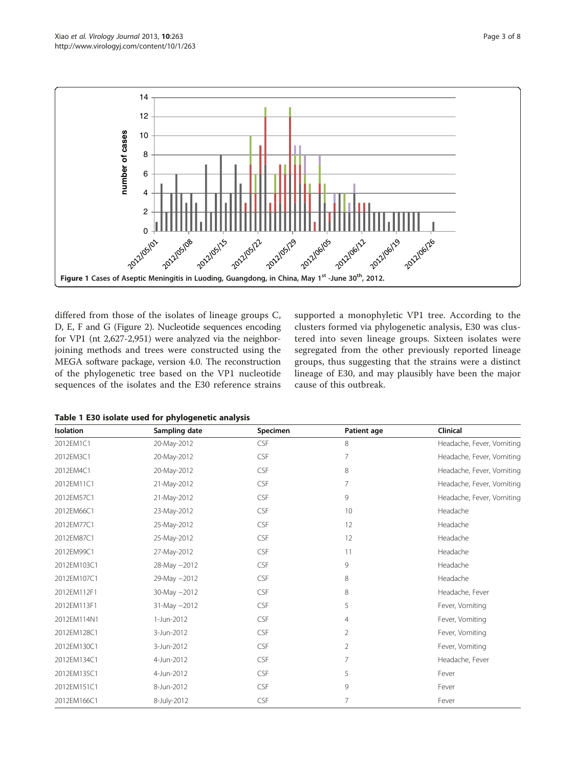**Figure 1** Cases of Aseptic Meningitis in Luoding, Guangdong, in China, May 1[st] -June 30[th], 2012.

differed from those of the isolates of lineage groups C, D, E, F and G (Figure 2). Nucleotide sequences encoding for VP1 (nt 2,627-2,951) were analyzed via the neighbor-joining methods and trees were constructed using the MEGA software package, version 4.0. The reconstruction of the phylogenetic tree based on the VP1 nucleotide sequences of the isolates and the E30 reference strains supported a monophyletic VP1 tree. According to the clusters formed via phylogenetic analysis, E30 was clustered into seven lineage groups. Sixteen isolates were segregated from the other previously reported lineage groups, thus suggesting that the strains were a distinct lineage of E30, and may plausibly have been the major cause of this outbreak.

**Table 1 E30 isolate used for phylogenetic analysis**

| Isolation | Sampling date | Specimen | Patient age | Clinical |
|---|---|---|---|---|
| 2012EM1C1 | 20-May-2012 | CSF | 8 | Headache, Fever, Vomiting |
| 2012EM3C1 | 20-May-2012 | CSF | 7 | Headache, Fever, Vomiting |
| 2012EM4C1 | 20-May-2012 | CSF | 8 | Headache, Fever, Vomiting |
| 2012EM11C1 | 21-May-2012 | CSF | 7 | Headache, Fever, Vomiting |
| 2012EM57C1 | 21-May-2012 | CSF | 9 | Headache, Fever, Vomiting |
| 2012EM66C1 | 23-May-2012 | CSF | 10 | Headache |
| 2012EM77C1 | 25-May-2012 | CSF | 12 | Headache |
| 2012EM87C1 | 25-May-2012 | CSF | 12 | Headache |
| 2012EM99C1 | 27-May-2012 | CSF | 11 | Headache |
| 2012EM103C1 | 28-May −2012 | CSF | 9 | Headache |
| 2012EM107C1 | 29-May −2012 | CSF | 8 | Headache |
| 2012EM112F1 | 30-May −2012 | CSF | 8 | Headache, Fever |
| 2012EM113F1 | 31-May −2012 | CSF | 5 | Fever, Vomiting |
| 2012EM114N1 | 1-Jun-2012 | CSF | 4 | Fever, Vomiting |
| 2012EM128C1 | 3-Jun-2012 | CSF | 2 | Fever, Vomiting |
| 2012EM130C1 | 3-Jun-2012 | CSF | 2 | Fever, Vomiting |
| 2012EM134C1 | 4-Jun-2012 | CSF | 7 | Headache, Fever |
| 2012EM135C1 | 4-Jun-2012 | CSF | 5 | Fever |
| 2012EM151C1 | 8-Jun-2012 | CSF | 9 | Fever |
| 2012EM166C1 | 8-July-2012 | CSF | 7 | Fever |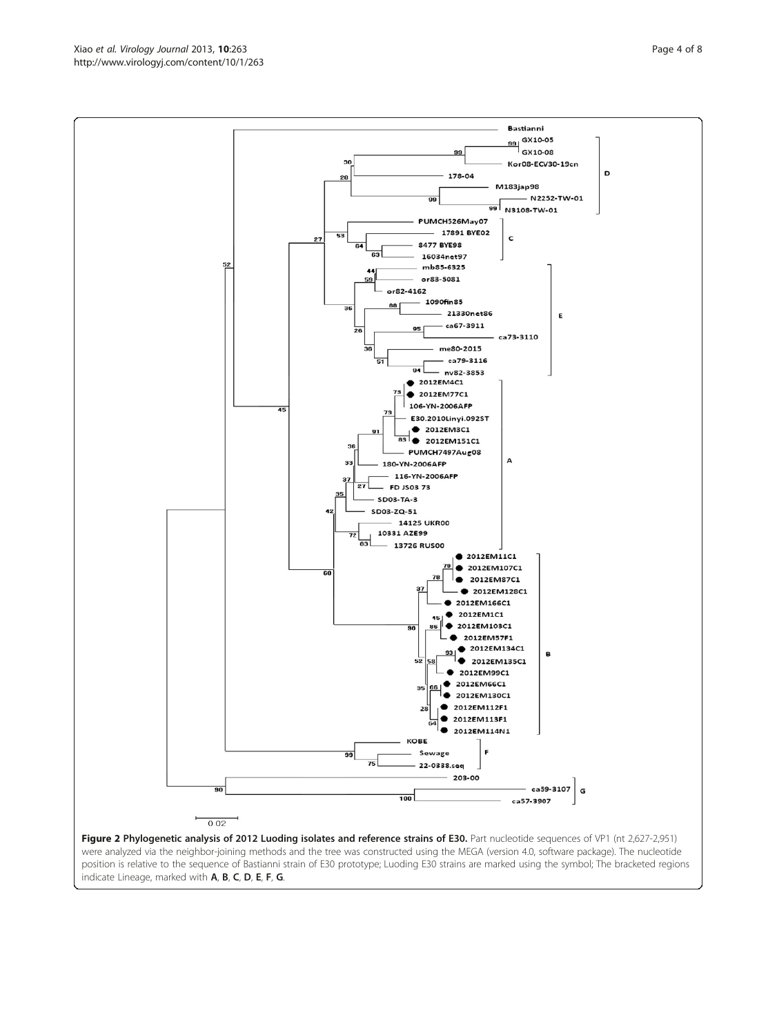**Figure 2 Phylogenetic analysis of 2012 Luoding isolates and reference strains of E30.** Part nucleotide sequences of VP1 (nt 2,627-2,951) were analyzed via the neighbor-joining methods and the tree was constructed using the MEGA (version 4.0, software package). The nucleotide position is relative to the sequence of Bastianni strain of E30 prototype; Luoding E30 strains are marked using the symbol; The bracketed regions indicate Lineage, marked with **A**, **B**, **C**, **D**, **E**, **F**, **G**.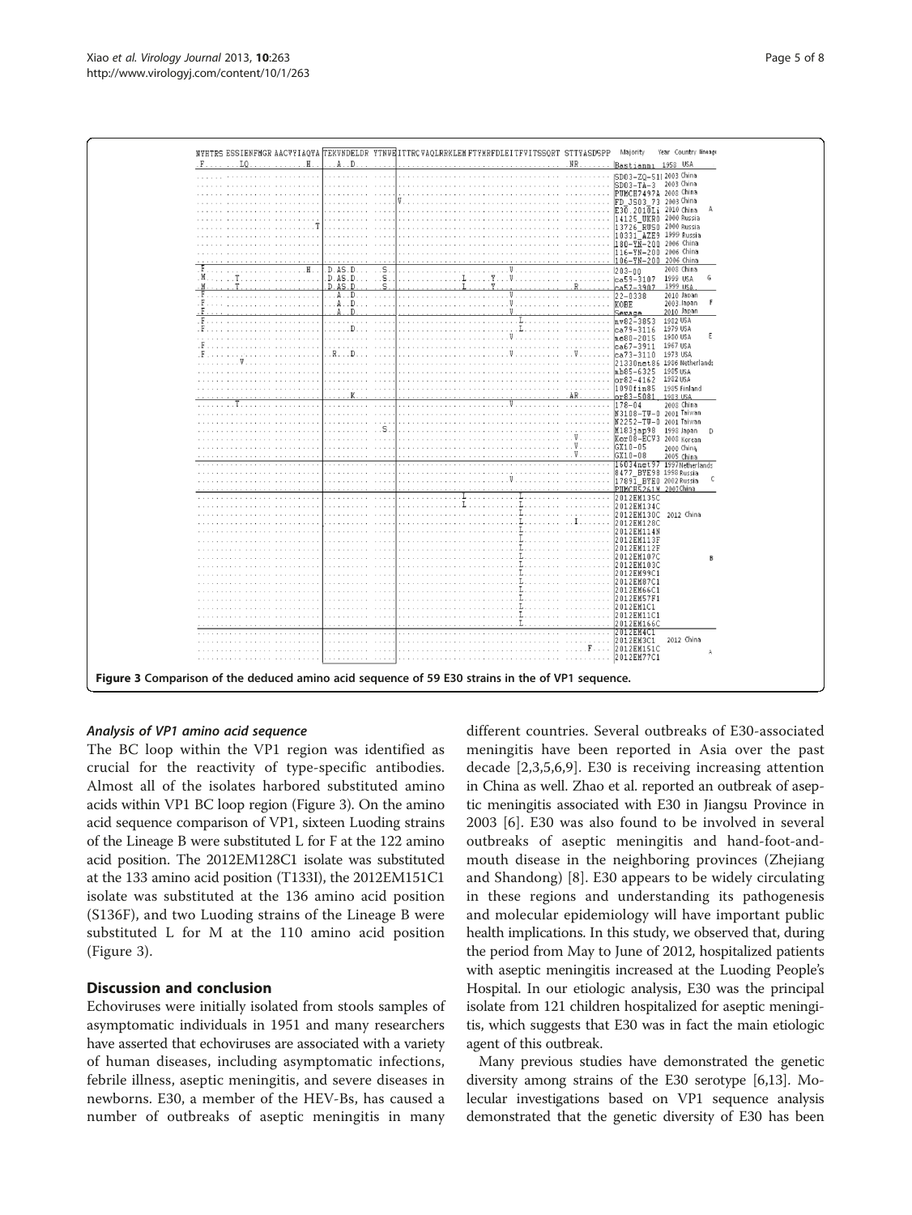Figure 3 Comparison of the deduced amino acid sequence of 59 E30 strains in the of VP1 sequence.

### *Analysis of VP1 amino acid sequence*

The BC loop within the VP1 region was identified as crucial for the reactivity of type-specific antibodies. Almost all of the isolates harbored substituted amino acids within VP1 BC loop region (Figure 3). On the amino acid sequence comparison of VP1, sixteen Luoding strains of the Lineage B were substituted L for F at the 122 amino acid position. The 2012EM128C1 isolate was substituted at the 133 amino acid position (T133I), the 2012EM151C1 isolate was substituted at the 136 amino acid position (S136F), and two Luoding strains of the Lineage B were substituted L for M at the 110 amino acid position (Figure 3).

## Discussion and conclusion

Echoviruses were initially isolated from stools samples of asymptomatic individuals in 1951 and many researchers have asserted that echoviruses are associated with a variety of human diseases, including asymptomatic infections, febrile illness, aseptic meningitis, and severe diseases in newborns. E30, a member of the HEV-Bs, has caused a number of outbreaks of aseptic meningitis in many different countries. Several outbreaks of E30-associated meningitis have been reported in Asia over the past decade [2,3,5,6,9]. E30 is receiving increasing attention in China as well. Zhao et al. reported an outbreak of aseptic meningitis associated with E30 in Jiangsu Province in 2003 [6]. E30 was also found to be involved in several outbreaks of aseptic meningitis and hand-foot-and-mouth disease in the neighboring provinces (Zhejiang and Shandong) [8]. E30 appears to be widely circulating in these regions and understanding its pathogenesis and molecular epidemiology will have important public health implications. In this study, we observed that, during the period from May to June of 2012, hospitalized patients with aseptic meningitis increased at the Luoding People's Hospital. In our etiologic analysis, E30 was the principal isolate from 121 children hospitalized for aseptic meningitis, which suggests that E30 was in fact the main etiologic agent of this outbreak.

Many previous studies have demonstrated the genetic diversity among strains of the E30 serotype [6,13]. Molecular investigations based on VP1 sequence analysis demonstrated that the genetic diversity of E30 has been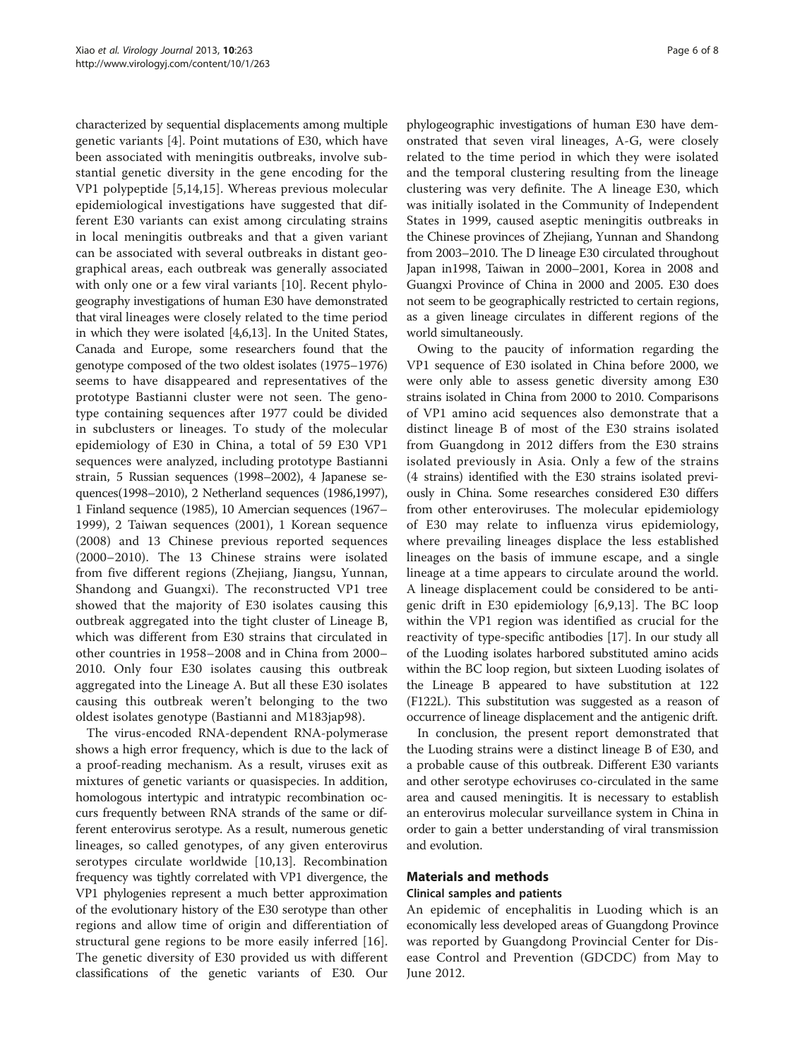characterized by sequential displacements among multiple genetic variants [4]. Point mutations of E30, which have been associated with meningitis outbreaks, involve substantial genetic diversity in the gene encoding for the VP1 polypeptide [5,14,15]. Whereas previous molecular epidemiological investigations have suggested that different E30 variants can exist among circulating strains in local meningitis outbreaks and that a given variant can be associated with several outbreaks in distant geographical areas, each outbreak was generally associated with only one or a few viral variants [10]. Recent phylogeography investigations of human E30 have demonstrated that viral lineages were closely related to the time period in which they were isolated [4,6,13]. In the United States, Canada and Europe, some researchers found that the genotype composed of the two oldest isolates (1975–1976) seems to have disappeared and representatives of the prototype Bastianni cluster were not seen. The genotype containing sequences after 1977 could be divided in subclusters or lineages. To study of the molecular epidemiology of E30 in China, a total of 59 E30 VP1 sequences were analyzed, including prototype Bastianni strain, 5 Russian sequences (1998–2002), 4 Japanese sequences(1998–2010), 2 Netherland sequences (1986,1997), 1 Finland sequence (1985), 10 Amercian sequences (1967–1999), 2 Taiwan sequences (2001), 1 Korean sequence (2008) and 13 Chinese previous reported sequences (2000–2010). The 13 Chinese strains were isolated from five different regions (Zhejiang, Jiangsu, Yunnan, Shandong and Guangxi). The reconstructed VP1 tree showed that the majority of E30 isolates causing this outbreak aggregated into the tight cluster of Lineage B, which was different from E30 strains that circulated in other countries in 1958–2008 and in China from 2000–2010. Only four E30 isolates causing this outbreak aggregated into the Lineage A. But all these E30 isolates causing this outbreak weren't belonging to the two oldest isolates genotype (Bastianni and M183jap98).

The virus-encoded RNA-dependent RNA-polymerase shows a high error frequency, which is due to the lack of a proof-reading mechanism. As a result, viruses exit as mixtures of genetic variants or quasispecies. In addition, homologous intertypic and intratypic recombination occurs frequently between RNA strands of the same or different enterovirus serotype. As a result, numerous genetic lineages, so called genotypes, of any given enterovirus serotypes circulate worldwide [10,13]. Recombination frequency was tightly correlated with VP1 divergence, the VP1 phylogenies represent a much better approximation of the evolutionary history of the E30 serotype than other regions and allow time of origin and differentiation of structural gene regions to be more easily inferred [16]. The genetic diversity of E30 provided us with different classifications of the genetic variants of E30. Our phylogeographic investigations of human E30 have demonstrated that seven viral lineages, A-G, were closely related to the time period in which they were isolated and the temporal clustering resulting from the lineage clustering was very definite. The A lineage E30, which was initially isolated in the Community of Independent States in 1999, caused aseptic meningitis outbreaks in the Chinese provinces of Zhejiang, Yunnan and Shandong from 2003–2010. The D lineage E30 circulated throughout Japan in1998, Taiwan in 2000–2001, Korea in 2008 and Guangxi Province of China in 2000 and 2005. E30 does not seem to be geographically restricted to certain regions, as a given lineage circulates in different regions of the world simultaneously.

Owing to the paucity of information regarding the VP1 sequence of E30 isolated in China before 2000, we were only able to assess genetic diversity among E30 strains isolated in China from 2000 to 2010. Comparisons of VP1 amino acid sequences also demonstrate that a distinct lineage B of most of the E30 strains isolated from Guangdong in 2012 differs from the E30 strains isolated previously in Asia. Only a few of the strains (4 strains) identified with the E30 strains isolated previously in China. Some researches considered E30 differs from other enteroviruses. The molecular epidemiology of E30 may relate to influenza virus epidemiology, where prevailing lineages displace the less established lineages on the basis of immune escape, and a single lineage at a time appears to circulate around the world. A lineage displacement could be considered to be antigenic drift in E30 epidemiology [6,9,13]. The BC loop within the VP1 region was identified as crucial for the reactivity of type-specific antibodies [17]. In our study all of the Luoding isolates harbored substituted amino acids within the BC loop region, but sixteen Luoding isolates of the Lineage B appeared to have substitution at 122 (F122L). This substitution was suggested as a reason of occurrence of lineage displacement and the antigenic drift.

In conclusion, the present report demonstrated that the Luoding strains were a distinct lineage B of E30, and a probable cause of this outbreak. Different E30 variants and other serotype echoviruses co-circulated in the same area and caused meningitis. It is necessary to establish an enterovirus molecular surveillance system in China in order to gain a better understanding of viral transmission and evolution.

## Materials and methods

### Clinical samples and patients

An epidemic of encephalitis in Luoding which is an economically less developed areas of Guangdong Province was reported by Guangdong Provincial Center for Disease Control and Prevention (GDCDC) from May to June 2012.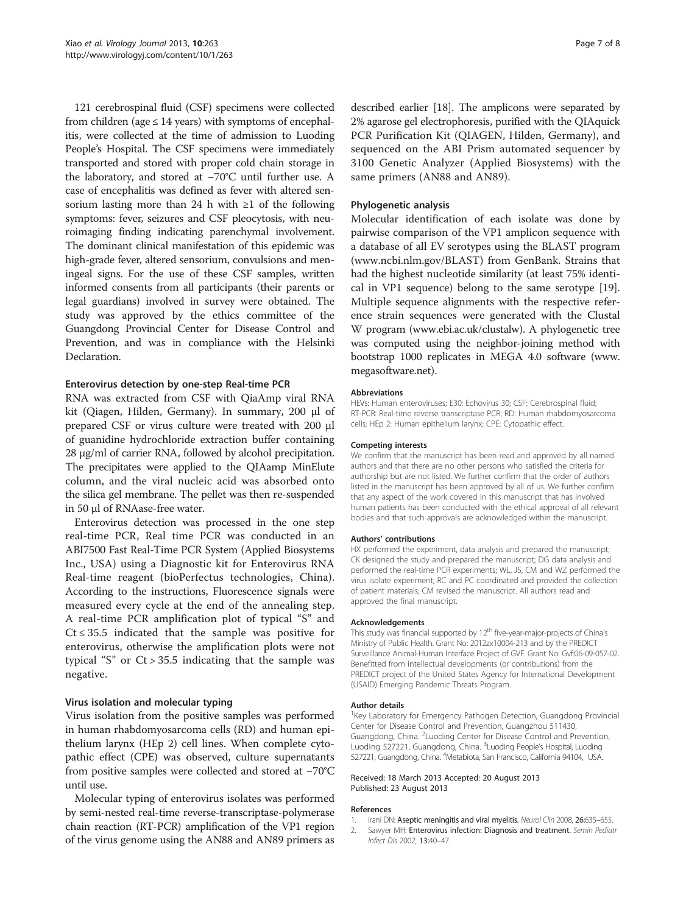121 cerebrospinal fluid (CSF) specimens were collected from children (age ≤ 14 years) with symptoms of encephalitis, were collected at the time of admission to Luoding People's Hospital. The CSF specimens were immediately transported and stored with proper cold chain storage in the laboratory, and stored at −70°C until further use. A case of encephalitis was defined as fever with altered sensorium lasting more than 24 h with ≥1 of the following symptoms: fever, seizures and CSF pleocytosis, with neuroimaging finding indicating parenchymal involvement. The dominant clinical manifestation of this epidemic was high-grade fever, altered sensorium, convulsions and meningeal signs. For the use of these CSF samples, written informed consents from all participants (their parents or legal guardians) involved in survey were obtained. The study was approved by the ethics committee of the Guangdong Provincial Center for Disease Control and Prevention, and was in compliance with the Helsinki Declaration.

### Enterovirus detection by one-step Real-time PCR

RNA was extracted from CSF with QiaAmp viral RNA kit (Qiagen, Hilden, Germany). In summary, 200 μl of prepared CSF or virus culture were treated with 200 μl of guanidine hydrochloride extraction buffer containing 28 μg/ml of carrier RNA, followed by alcohol precipitation. The precipitates were applied to the QIAamp MinElute column, and the viral nucleic acid was absorbed onto the silica gel membrane. The pellet was then re-suspended in 50 μl of RNAase-free water.

Enterovirus detection was processed in the one step real-time PCR, Real time PCR was conducted in an ABI7500 Fast Real-Time PCR System (Applied Biosystems Inc., USA) using a Diagnostic kit for Enterovirus RNA Real-time reagent (bioPerfectus technologies, China). According to the instructions, Fluorescence signals were measured every cycle at the end of the annealing step. A real-time PCR amplification plot of typical "S" and Ct ≤ 35.5 indicated that the sample was positive for enterovirus, otherwise the amplification plots were not typical "S" or Ct > 35.5 indicating that the sample was negative.

### Virus isolation and molecular typing

Virus isolation from the positive samples was performed in human rhabdomyosarcoma cells (RD) and human epithelium larynx (HEp 2) cell lines. When complete cytopathic effect (CPE) was observed, culture supernatants from positive samples were collected and stored at −70°C until use.

Molecular typing of enterovirus isolates was performed by semi-nested real-time reverse-transcriptase-polymerase chain reaction (RT-PCR) amplification of the VP1 region of the virus genome using the AN88 and AN89 primers as described earlier [18]. The amplicons were separated by 2% agarose gel electrophoresis, purified with the QIAquick PCR Purification Kit (QIAGEN, Hilden, Germany), and sequenced on the ABI Prism automated sequencer by 3100 Genetic Analyzer (Applied Biosystems) with the same primers (AN88 and AN89).

### Phylogenetic analysis

Molecular identification of each isolate was done by pairwise comparison of the VP1 amplicon sequence with a database of all EV serotypes using the BLAST program (www.ncbi.nlm.gov/BLAST) from GenBank. Strains that had the highest nucleotide similarity (at least 75% identical in VP1 sequence) belong to the same serotype [19]. Multiple sequence alignments with the respective reference strain sequences were generated with the Clustal W program (www.ebi.ac.uk/clustalw). A phylogenetic tree was computed using the neighbor-joining method with bootstrap 1000 replicates in MEGA 4.0 software (www.megasoftware.net).

#### Abbreviations

HEVs: Human enteroviruses; E30: Echovirus 30; CSF: Cerebrospinal fluid; RT-PCR: Real-time reverse transcriptase PCR; RD: Human rhabdomyosarcoma cells; HEp 2: Human epithelium larynx; CPE: Cytopathic effect.

#### Competing interests

We confirm that the manuscript has been read and approved by all named authors and that there are no other persons who satisfied the criteria for authorship but are not listed. We further confirm that the order of authors listed in the manuscript has been approved by all of us. We further confirm that any aspect of the work covered in this manuscript that has involved human patients has been conducted with the ethical approval of all relevant bodies and that such approvals are acknowledged within the manuscript.

#### Authors' contributions

HX performed the experiment, data analysis and prepared the manuscript; CK designed the study and prepared the manuscript; DG data analysis and performed the real-time PCR experiments; WL, JS, CM and WZ performed the virus isolate experiment; RC and PC coordinated and provided the collection of patient materials; CM revised the manuscript. All authors read and approved the final manuscript.

#### Acknowledgements

This study was financial supported by 12th five-year-major-projects of China's Ministry of Public Health. Grant No: 2012zx10004-213 and by the PREDICT Surveillance Animal-Human Interface Project of GVF. Grant No: Gvf:06-09-057-02. Benefitted from intellectual developments (or contributions) from the PREDICT project of the United States Agency for International Development (USAID) Emerging Pandemic Threats Program.

#### Author details

[1]Key Laboratory for Emergency Pathogen Detection, Guangdong Provincial Center for Disease Control and Prevention, Guangzhou 511430, Guangdong, China. [2]Luoding Center for Disease Control and Prevention, Luoding 527221, Guangdong, China. [3]Luoding People's Hospital, Luoding 527221, Guangdong, China. [4]Metabiota, San Francisco, California 94104, USA.

Received: 18 March 2013 Accepted: 20 August 2013
Published: 23 August 2013

#### References

1. Irani DN: **Aseptic meningitis and viral myelitis.** *Neurol Clin* 2008, **26:**635–655.
2. Sawyer MH: **Enterovirus infection: Diagnosis and treatment.** *Semin Pediatr Infect Dis* 2002, **13:**40–47.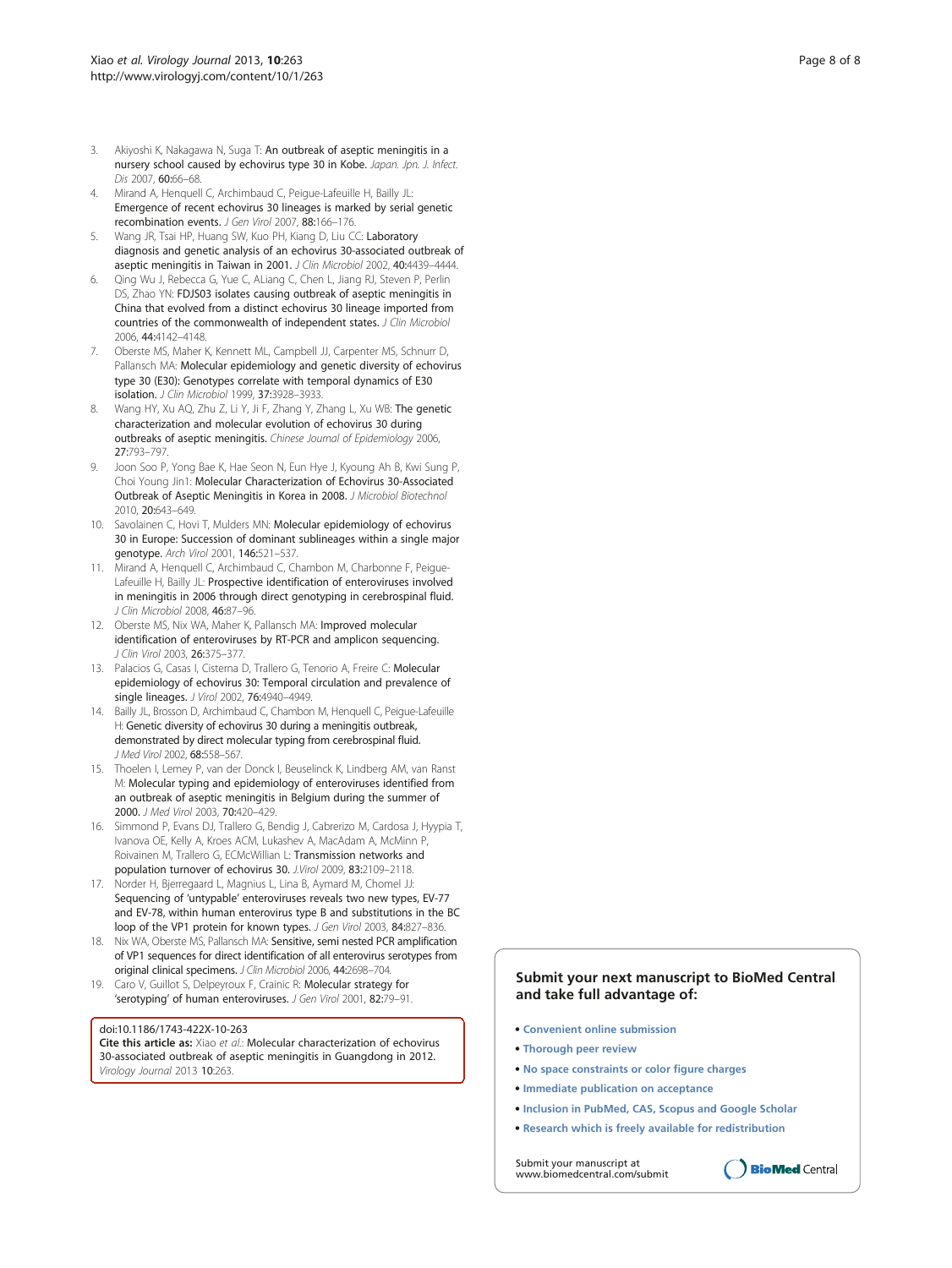3. Akiyoshi K, Nakagawa N, Suga T: **An outbreak of aseptic meningitis in a nursery school caused by echovirus type 30 in Kobe.** *Japan. Jpn. J. Infect. Dis* 2007, **60:**66–68.
4. Mirand A, Henquell C, Archimbaud C, Peigue-Lafeuille H, Bailly JL: **Emergence of recent echovirus 30 lineages is marked by serial genetic recombination events.** *J Gen Virol* 2007, **88:**166–176.
5. Wang JR, Tsai HP, Huang SW, Kuo PH, Kiang D, Liu CC: **Laboratory diagnosis and genetic analysis of an echovirus 30-associated outbreak of aseptic meningitis in Taiwan in 2001.** *J Clin Microbiol* 2002, **40:**4439–4444.
6. Qing Wu J, Rebecca G, Yue C, ALiang C, Chen L, Jiang RJ, Steven P, Perlin DS, Zhao YN: **FDJS03 isolates causing outbreak of aseptic meningitis in China that evolved from a distinct echovirus 30 lineage imported from countries of the commonwealth of independent states.** *J Clin Microbiol* 2006, **44:**4142–4148.
7. Oberste MS, Maher K, Kennett ML, Campbell JJ, Carpenter MS, Schnurr D, Pallansch MA: **Molecular epidemiology and genetic diversity of echovirus type 30 (E30): Genotypes correlate with temporal dynamics of E30 isolation.** *J Clin Microbiol* 1999, **37:**3928–3933.
8. Wang HY, Xu AQ, Zhu Z, Li Y, Ji F, Zhang Y, Zhang L, Xu WB: **The genetic characterization and molecular evolution of echovirus 30 during outbreaks of aseptic meningitis.** *Chinese Journal of Epidemiology* 2006, **27:**793–797.
9. Joon Soo P, Yong Bae K, Hae Seon N, Eun Hye J, Kyoung Ah B, Kwi Sung P, Choi Young Jin1: **Molecular Characterization of Echovirus 30-Associated Outbreak of Aseptic Meningitis in Korea in 2008.** *J Microbiol Biotechnol* 2010, **20:**643–649.
10. Savolainen C, Hovi T, Mulders MN: **Molecular epidemiology of echovirus 30 in Europe: Succession of dominant sublineages within a single major genotype.** *Arch Virol* 2001, **146:**521–537.
11. Mirand A, Henquell C, Archimbaud C, Chambon M, Charbonne F, Peigue-Lafeuille H, Bailly JL: **Prospective identification of enteroviruses involved in meningitis in 2006 through direct genotyping in cerebrospinal fluid.** *J Clin Microbiol* 2008, **46:**87–96.
12. Oberste MS, Nix WA, Maher K, Pallansch MA: **Improved molecular identification of enteroviruses by RT-PCR and amplicon sequencing.** *J Clin Virol* 2003, **26:**375–377.
13. Palacios G, Casas I, Cisterna D, Trallero G, Tenorio A, Freire C: **Molecular epidemiology of echovirus 30: Temporal circulation and prevalence of single lineages.** *J Virol* 2002, **76:**4940–4949.
14. Bailly JL, Brosson D, Archimbaud C, Chambon M, Henquell C, Peigue-Lafeuille H: **Genetic diversity of echovirus 30 during a meningitis outbreak, demonstrated by direct molecular typing from cerebrospinal fluid.** *J Med Virol* 2002, **68:**558–567.
15. Thoelen I, Lemey P, van der Donck I, Beuselinck K, Lindberg AM, van Ranst M: **Molecular typing and epidemiology of enteroviruses identified from an outbreak of aseptic meningitis in Belgium during the summer of 2000.** *J Med Virol* 2003, **70:**420–429.
16. Simmond P, Evans DJ, Trallero G, Bendig J, Cabrerizo M, Cardosa J, Hyypia T, Ivanova OE, Kelly A, Kroes ACM, Lukashev A, MacAdam A, McMinn P, Roivainen M, Trallero G, ECMcWillian L: **Transmission networks and population turnover of echovirus 30.** *J.Virol* 2009, **83:**2109–2118.
17. Norder H, Bjerregaard L, Magnius L, Lina B, Aymard M, Chomel JJ: **Sequencing of 'untypable' enteroviruses reveals two new types, EV-77 and EV-78, within human enterovirus type B and substitutions in the BC loop of the VP1 protein for known types.** *J Gen Virol* 2003, **84:**827–836.
18. Nix WA, Oberste MS, Pallansch MA: **Sensitive, semi nested PCR amplification of VP1 sequences for direct identification of all enterovirus serotypes from original clinical specimens.** *J Clin Microbiol* 2006, **44:**2698–704.
19. Caro V, Guillot S, Delpeyroux F, Crainic R: **Molecular strategy for 'serotyping' of human enteroviruses.** *J Gen Virol* 2001, **82:**79–91.

doi:10.1186/1743-422X-10-263
**Cite this article as:** Xiao *et al.*: Molecular characterization of echovirus 30-associated outbreak of aseptic meningitis in Guangdong in 2012. *Virology Journal* 2013 **10**:263.

**Submit your next manuscript to BioMed Central and take full advantage of:**

- **Convenient online submission**
- **Thorough peer review**
- **No space constraints or color figure charges**
- **Immediate publication on acceptance**
- **Inclusion in PubMed, CAS, Scopus and Google Scholar**
- **Research which is freely available for redistribution**

Submit your manuscript at
www.biomedcentral.com/submit

BioMed Central